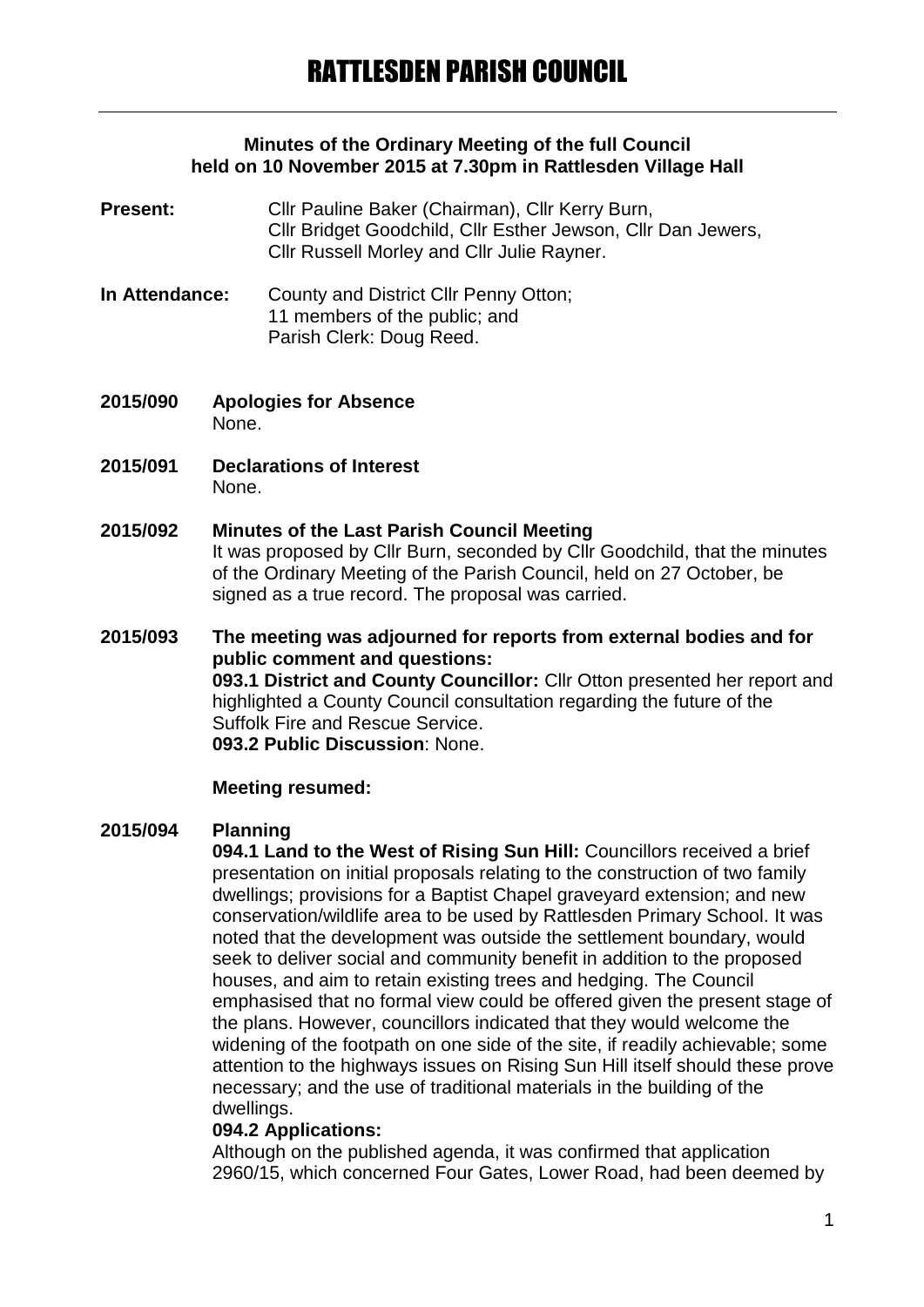# RATTLESDEN PARISH COUNCIL

**Minutes of the Ordinary Meeting of the full Council held on 10 November 2015 at 7.30pm in Rattlesden Village Hall**

**Present:** Cllr Pauline Baker (Chairman), Cllr Kerry Burn, Cllr Bridget Goodchild, Cllr Esther Jewson, Cllr Dan Jewers, Cllr Russell Morley and Cllr Julie Rayner.

**In Attendance:** County and District Cllr Penny Otton; 11 members of the public; and Parish Clerk: Doug Reed.

**2015/090 Apologies for Absence**
None.

**2015/091 Declarations of Interest**
None.

**2015/092 Minutes of the Last Parish Council Meeting**
It was proposed by Cllr Burn, seconded by Cllr Goodchild, that the minutes of the Ordinary Meeting of the Parish Council, held on 27 October, be signed as a true record. The proposal was carried.

**2015/093 The meeting was adjourned for reports from external bodies and for public comment and questions:**
**093.1 District and County Councillor:** Cllr Otton presented her report and highlighted a County Council consultation regarding the future of the Suffolk Fire and Rescue Service.
**093.2 Public Discussion**: None.

**Meeting resumed:**

**2015/094 Planning**
**094.1 Land to the West of Rising Sun Hill:** Councillors received a brief presentation on initial proposals relating to the construction of two family dwellings; provisions for a Baptist Chapel graveyard extension; and new conservation/wildlife area to be used by Rattlesden Primary School. It was noted that the development was outside the settlement boundary, would seek to deliver social and community benefit in addition to the proposed houses, and aim to retain existing trees and hedging. The Council emphasised that no formal view could be offered given the present stage of the plans. However, councillors indicated that they would welcome the widening of the footpath on one side of the site, if readily achievable; some attention to the highways issues on Rising Sun Hill itself should these prove necessary; and the use of traditional materials in the building of the dwellings.
**094.2 Applications:**
Although on the published agenda, it was confirmed that application 2960/15, which concerned Four Gates, Lower Road, had been deemed by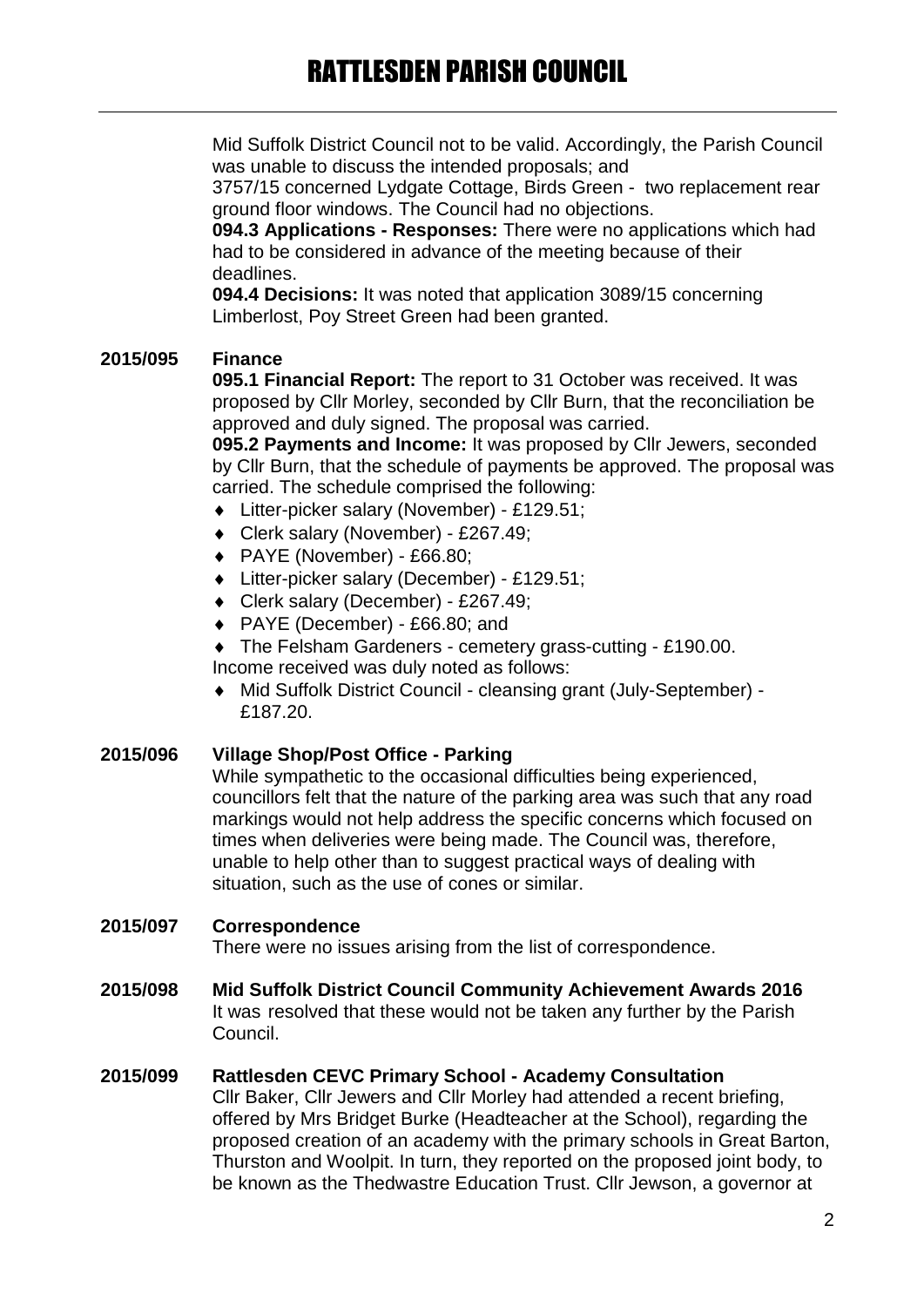Mid Suffolk District Council not to be valid. Accordingly, the Parish Council was unable to discuss the intended proposals; and

3757/15 concerned Lydgate Cottage, Birds Green - two replacement rear ground floor windows. The Council had no objections.

**094.3 Applications - Responses:** There were no applications which had had to be considered in advance of the meeting because of their deadlines.

**094.4 Decisions:** It was noted that application 3089/15 concerning Limberlost, Poy Street Green had been granted.

**2015/095 Finance**

**095.1 Financial Report:** The report to 31 October was received. It was proposed by Cllr Morley, seconded by Cllr Burn, that the reconciliation be approved and duly signed. The proposal was carried.

**095.2 Payments and Income:** It was proposed by Cllr Jewers, seconded by Cllr Burn, that the schedule of payments be approved. The proposal was carried. The schedule comprised the following:

- Litter-picker salary (November) - £129.51;
- Clerk salary (November) - £267.49;
- PAYE (November) - £66.80;
- Litter-picker salary (December) - £129.51;
- Clerk salary (December) - £267.49;
- PAYE (December) - £66.80; and
- The Felsham Gardeners - cemetery grass-cutting - £190.00.

Income received was duly noted as follows:

- Mid Suffolk District Council - cleansing grant (July-September) - £187.20.

**2015/096 Village Shop/Post Office - Parking**

While sympathetic to the occasional difficulties being experienced, councillors felt that the nature of the parking area was such that any road markings would not help address the specific concerns which focused on times when deliveries were being made. The Council was, therefore, unable to help other than to suggest practical ways of dealing with situation, such as the use of cones or similar.

**2015/097 Correspondence**

There were no issues arising from the list of correspondence.

**2015/098 Mid Suffolk District Council Community Achievement Awards 2016**

It was resolved that these would not be taken any further by the Parish Council.

**2015/099 Rattlesden CEVC Primary School - Academy Consultation**

Cllr Baker, Cllr Jewers and Cllr Morley had attended a recent briefing, offered by Mrs Bridget Burke (Headteacher at the School), regarding the proposed creation of an academy with the primary schools in Great Barton, Thurston and Woolpit. In turn, they reported on the proposed joint body, to be known as the Thedwastre Education Trust. Cllr Jewson, a governor at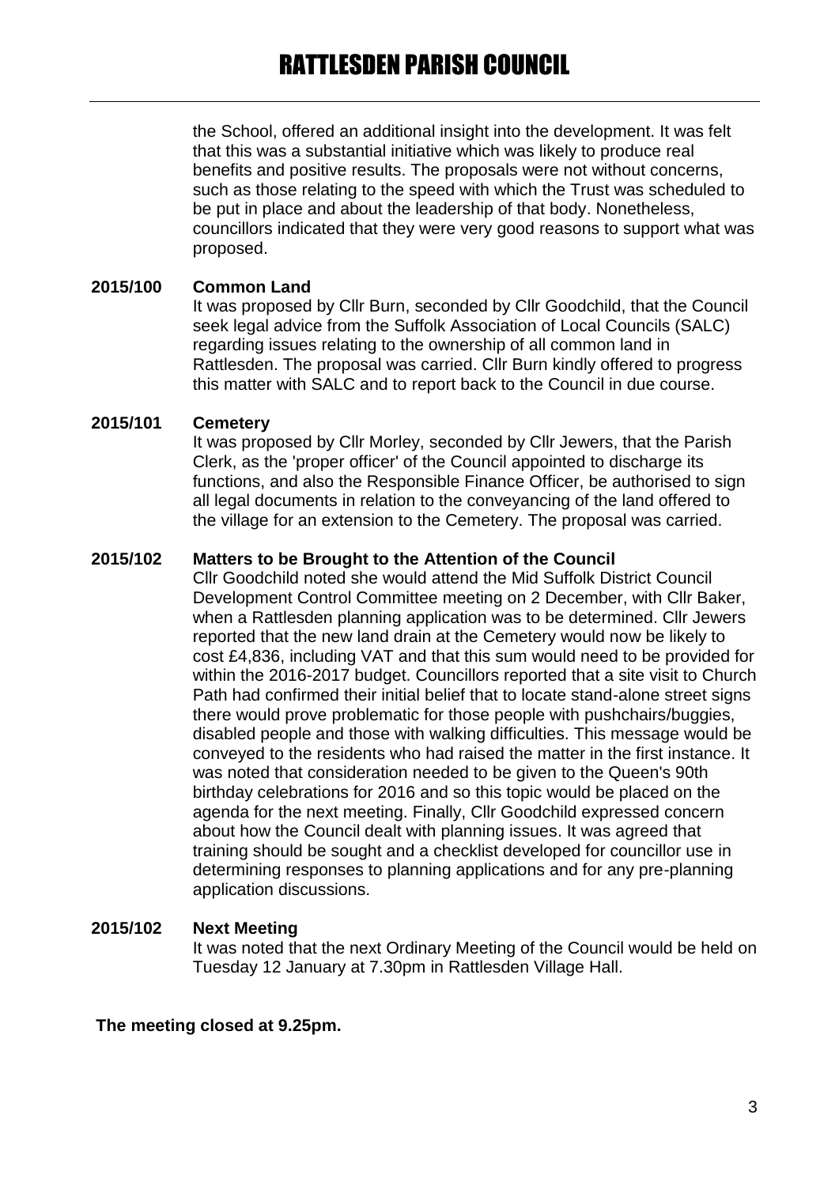the School, offered an additional insight into the development. It was felt that this was a substantial initiative which was likely to produce real benefits and positive results. The proposals were not without concerns, such as those relating to the speed with which the Trust was scheduled to be put in place and about the leadership of that body. Nonetheless, councillors indicated that they were very good reasons to support what was proposed.

**2015/100 Common Land**

It was proposed by Cllr Burn, seconded by Cllr Goodchild, that the Council seek legal advice from the Suffolk Association of Local Councils (SALC) regarding issues relating to the ownership of all common land in Rattlesden. The proposal was carried. Cllr Burn kindly offered to progress this matter with SALC and to report back to the Council in due course.

**2015/101 Cemetery**

It was proposed by Cllr Morley, seconded by Cllr Jewers, that the Parish Clerk, as the 'proper officer' of the Council appointed to discharge its functions, and also the Responsible Finance Officer, be authorised to sign all legal documents in relation to the conveyancing of the land offered to the village for an extension to the Cemetery. The proposal was carried.

**2015/102 Matters to be Brought to the Attention of the Council**

Cllr Goodchild noted she would attend the Mid Suffolk District Council Development Control Committee meeting on 2 December, with Cllr Baker, when a Rattlesden planning application was to be determined. Cllr Jewers reported that the new land drain at the Cemetery would now be likely to cost £4,836, including VAT and that this sum would need to be provided for within the 2016-2017 budget. Councillors reported that a site visit to Church Path had confirmed their initial belief that to locate stand-alone street signs there would prove problematic for those people with pushchairs/buggies, disabled people and those with walking difficulties. This message would be conveyed to the residents who had raised the matter in the first instance. It was noted that consideration needed to be given to the Queen's 90th birthday celebrations for 2016 and so this topic would be placed on the agenda for the next meeting. Finally, Cllr Goodchild expressed concern about how the Council dealt with planning issues. It was agreed that training should be sought and a checklist developed for councillor use in determining responses to planning applications and for any pre-planning application discussions.

**2015/102 Next Meeting**

It was noted that the next Ordinary Meeting of the Council would be held on Tuesday 12 January at 7.30pm in Rattlesden Village Hall.

**The meeting closed at 9.25pm.**